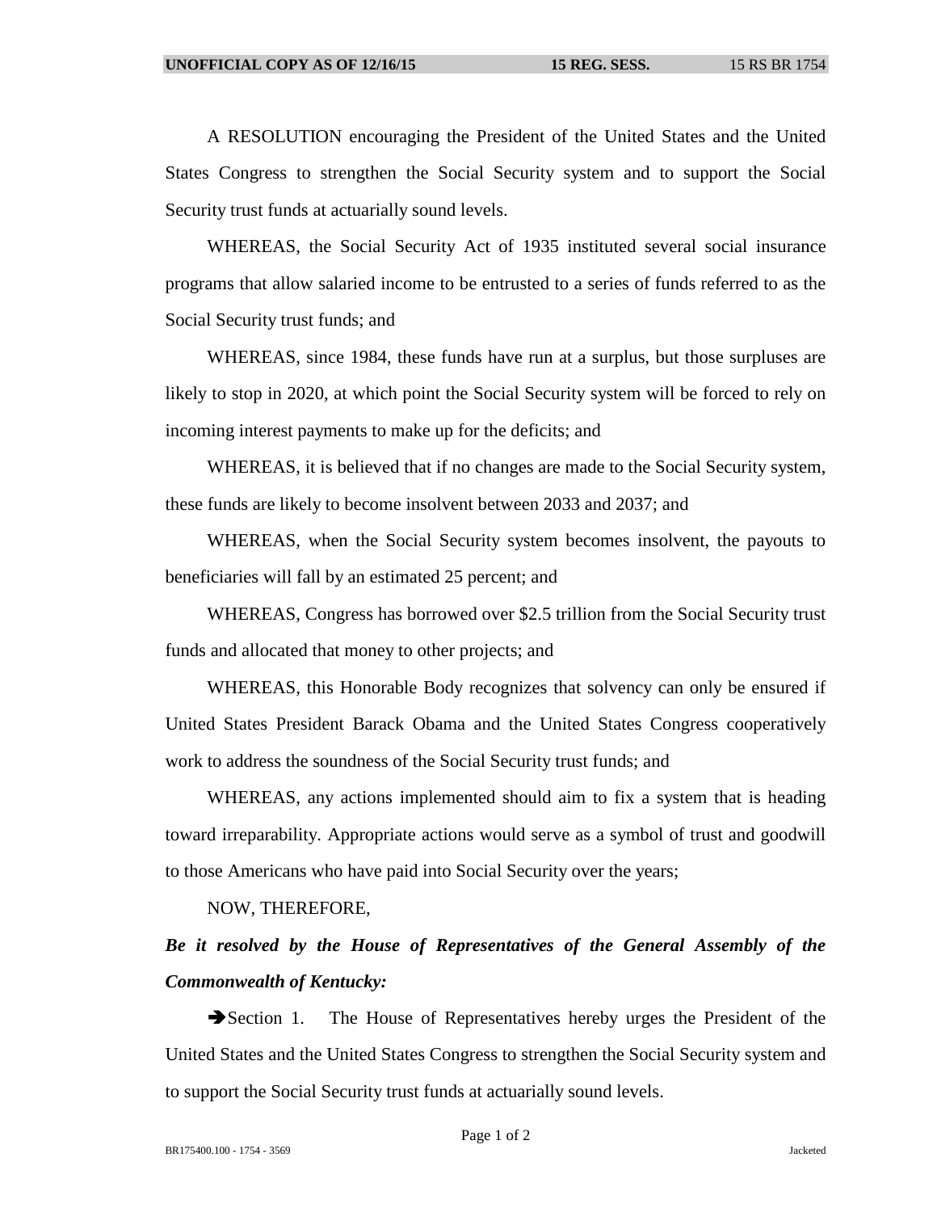A RESOLUTION encouraging the President of the United States and the United States Congress to strengthen the Social Security system and to support the Social Security trust funds at actuarially sound levels.

WHEREAS, the Social Security Act of 1935 instituted several social insurance programs that allow salaried income to be entrusted to a series of funds referred to as the Social Security trust funds; and

WHEREAS, since 1984, these funds have run at a surplus, but those surpluses are likely to stop in 2020, at which point the Social Security system will be forced to rely on incoming interest payments to make up for the deficits; and

WHEREAS, it is believed that if no changes are made to the Social Security system, these funds are likely to become insolvent between 2033 and 2037; and

WHEREAS, when the Social Security system becomes insolvent, the payouts to beneficiaries will fall by an estimated 25 percent; and

WHEREAS, Congress has borrowed over $2.5 trillion from the Social Security trust funds and allocated that money to other projects; and

WHEREAS, this Honorable Body recognizes that solvency can only be ensured if United States President Barack Obama and the United States Congress cooperatively work to address the soundness of the Social Security trust funds; and

WHEREAS, any actions implemented should aim to fix a system that is heading toward irreparability. Appropriate actions would serve as a symbol of trust and goodwill to those Americans who have paid into Social Security over the years;

NOW, THEREFORE,

***Be it resolved by the House of Representatives of the General Assembly of the Commonwealth of Kentucky:***

➔Section 1. The House of Representatives hereby urges the President of the United States and the United States Congress to strengthen the Social Security system and to support the Social Security trust funds at actuarially sound levels.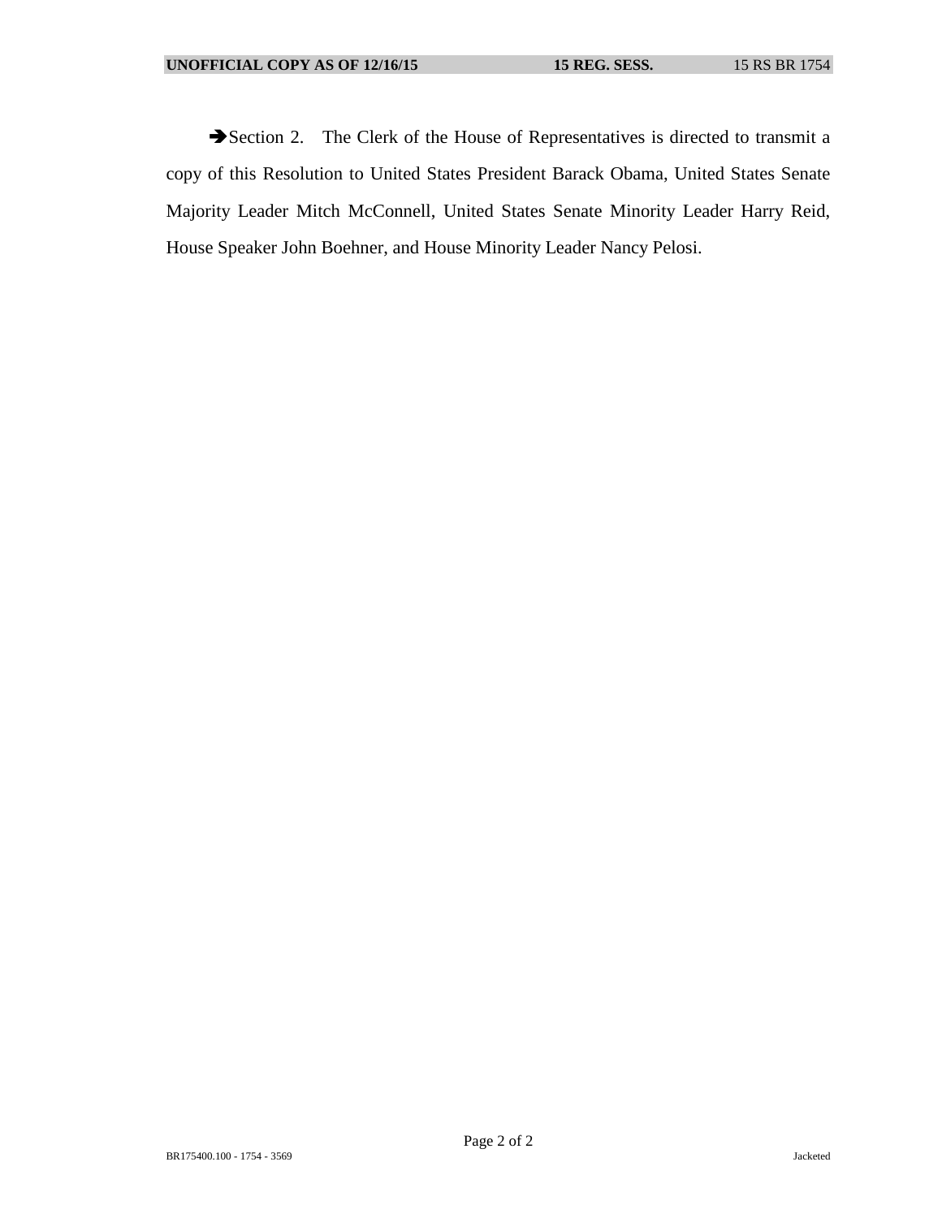➔Section 2. The Clerk of the House of Representatives is directed to transmit a copy of this Resolution to United States President Barack Obama, United States Senate Majority Leader Mitch McConnell, United States Senate Minority Leader Harry Reid, House Speaker John Boehner, and House Minority Leader Nancy Pelosi.